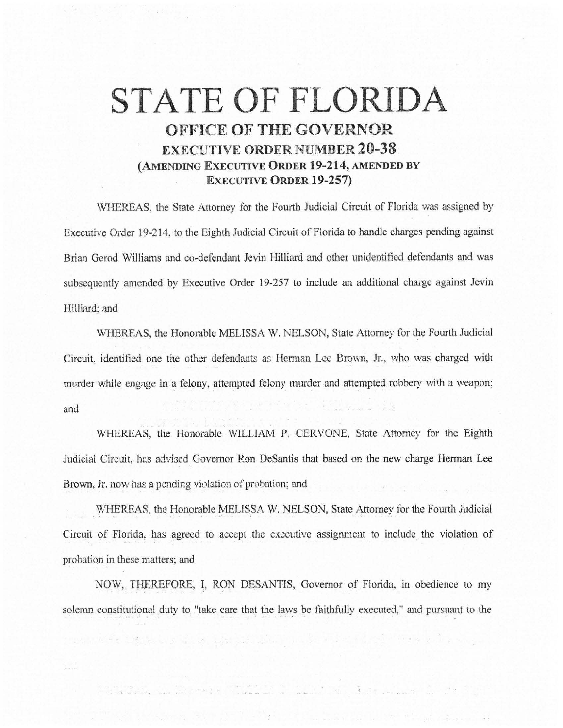# STATE OF FLORIDA

## OFFICE OF THE GOVERNOR

### EXECUTIVE ORDER NUMBER 20-38

### (AMENDING EXECUTIVE ORDER 19-214, AMENDED BY EXECUTIVE ORDER 19-257)

WHEREAS, the State Attorney for the Fourth Judicial Circuit of Florida was assigned by Executive Order 19-214, to the Eighth Judicial Circuit of Florida to handle charges pending against Brian Gerod Williams and co-defendant Jevin Hilliard and other unidentified defendants and was subsequently amended by Executive Order 19-257 to include an additional charge against Jevin Hilliard; and

WHEREAS, the Honorable MELISSA W. NELSON, State Attorney for the Fourth Judicial Circuit, identified one the other defendants as Herman Lee Brown, Jr., who was charged with murder while engage in a felony, attempted felony murder and attempted robbery with a weapon; and

WHEREAS, the Honorable WILLIAM P. CERVONE, State Attorney for the Eighth Judicial Circuit, has advised Governor Ron DeSantis that based on the new charge Herman Lee Brown, Jr. now has a pending violation of probation; and

WHEREAS, the Honorable MELISSA W. NELSON, State Attorney for the Fourth Judicial Circuit of Florida, has agreed to accept the executive assignment to include the violation of probation in these matters; and

NOW, THEREFORE, I, RON DESANTIS, Governor of Florida, in obedience to my solemn constitutional duty to "take care that the laws be faithfully executed," and pursuant to the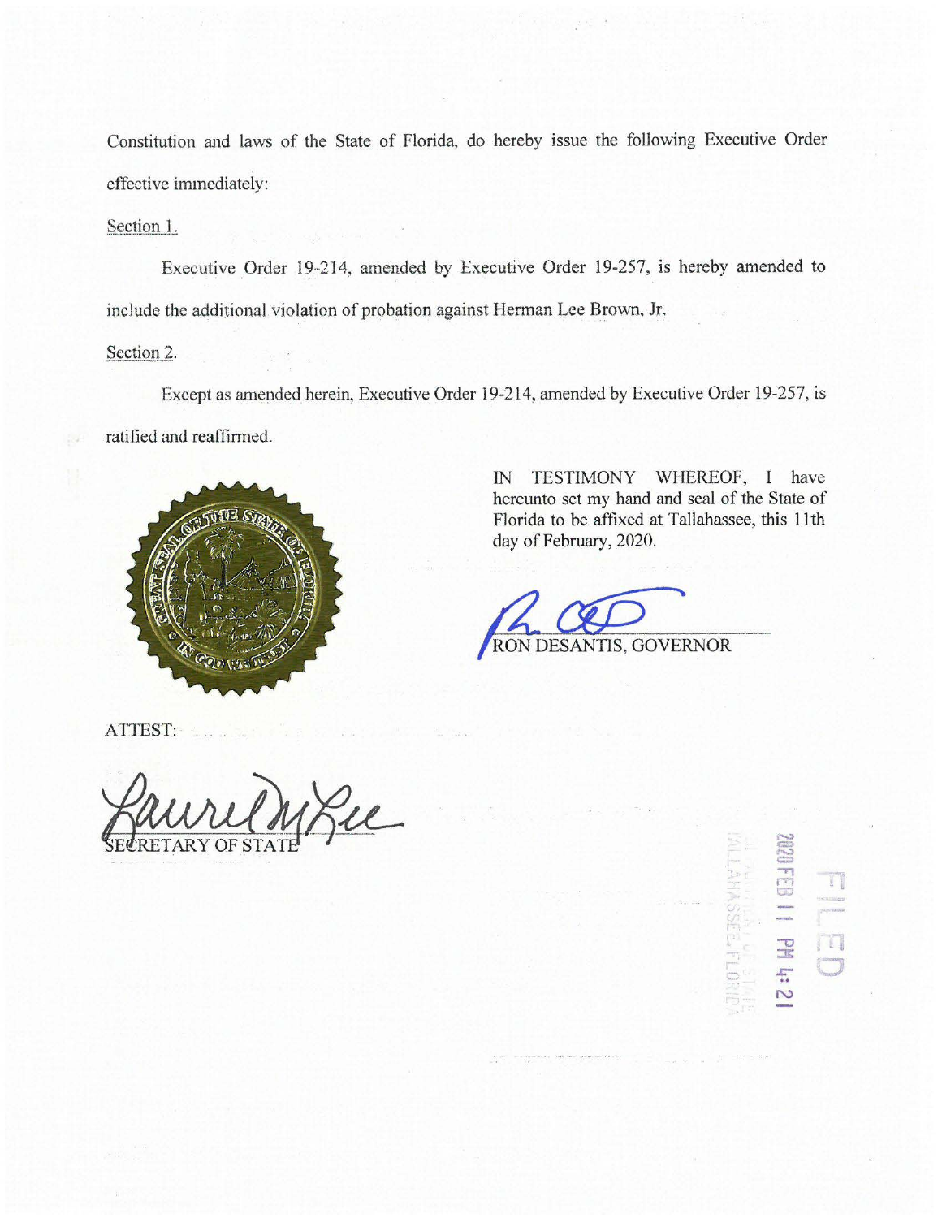Constitution and laws of the State of Florida, do hereby issue the following Executive Order effective immediately:

Section 1.

Executive Order 19-214, amended by Executive Order 19-257, is hereby amended to include the additional violation of probation against Herman Lee Brown, Jr.

Section 2.

Except as amended herein, Executive Order 19-214, amended by Executive Order 19-257, is ratified and reaffirmed.

IN TESTIMONY WHEREOF, I have hereunto set my hand and seal of the State of Florida to be affixed at Tallahassee, this 11th day of February, 2020.

RON DESANTIS, GOVERNOR

ATTEST:

SECRETARY OF STATE

FILED

2020 FEB 11 PM 4:21

TALLAHASSEE, FLORIDA